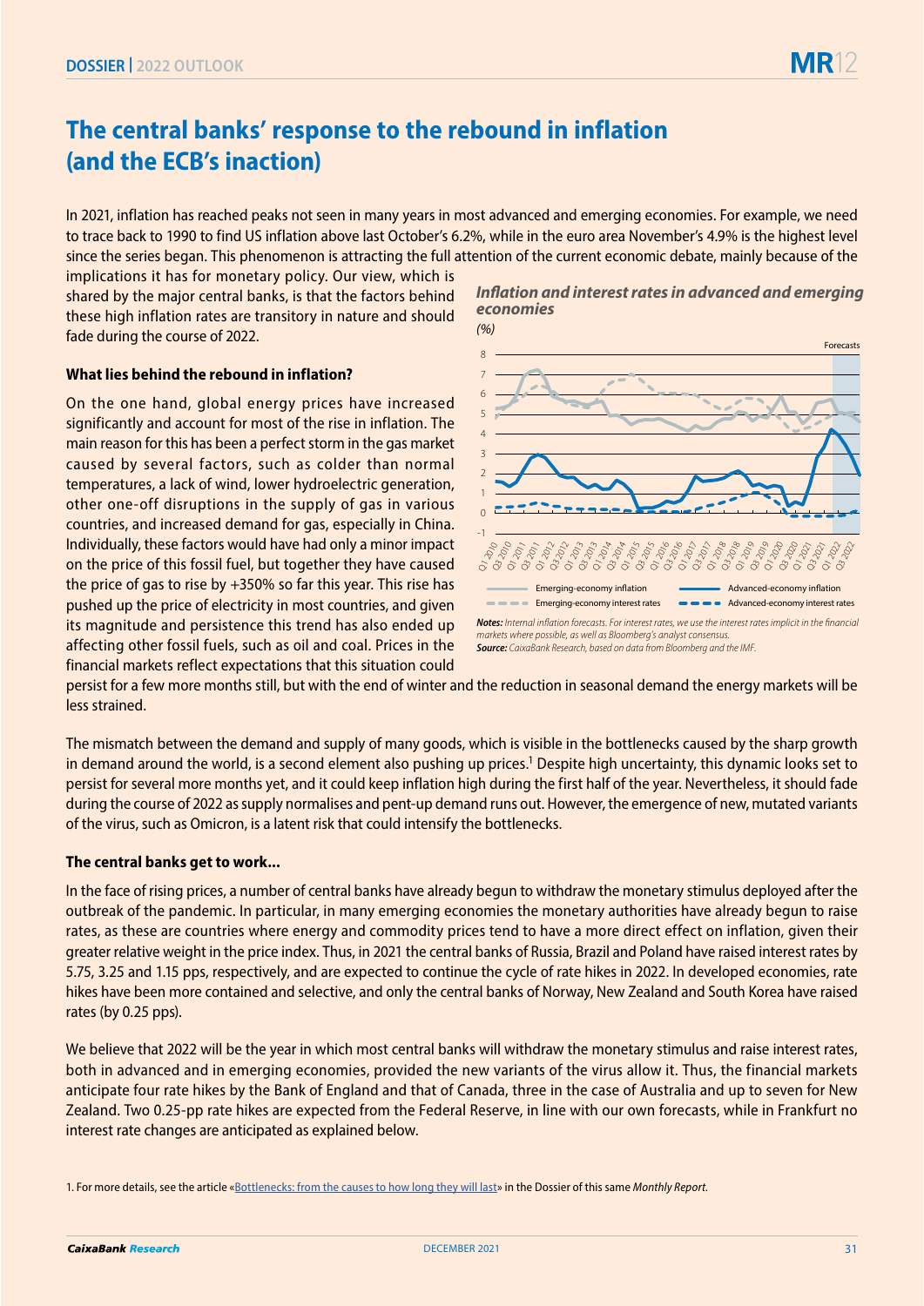# The central banks' response to the rebound in inflation (and the ECB's inaction)

In 2021, inflation has reached peaks not seen in many years in most advanced and emerging economies. For example, we need to trace back to 1990 to find US inflation above last October's 6.2%, while in the euro area November's 4.9% is the highest level since the series began. This phenomenon is attracting the full attention of the current economic debate, mainly because of the implications it has for monetary policy. Our view, which is shared by the major central banks, is that the factors behind these high inflation rates are transitory in nature and should fade during the course of 2022.

### What lies behind the rebound in inflation?

On the one hand, global energy prices have increased significantly and account for most of the rise in inflation. The main reason for this has been a perfect storm in the gas market caused by several factors, such as colder than normal temperatures, a lack of wind, lower hydroelectric generation, other one-off disruptions in the supply of gas in various countries, and increased demand for gas, especially in China. Individually, these factors would have had only a minor impact on the price of this fossil fuel, but together they have caused the price of gas to rise by +350% so far this year. This rise has pushed up the price of electricity in most countries, and given its magnitude and persistence this trend has also ended up affecting other fossil fuels, such as oil and coal. Prices in the financial markets reflect expectations that this situation could persist for a few more months still, but with the end of winter and the reduction in seasonal demand the energy markets will be less strained.

***Inflation and interest rates in advanced and emerging economies***

*(%)*

*Notes: Internal inflation forecasts. For interest rates, we use the interest rates implicit in the financial markets where possible, as well as Bloomberg's analyst consensus.*
***Source:** CaixaBank Research, based on data from Bloomberg and the IMF.*

The mismatch between the demand and supply of many goods, which is visible in the bottlenecks caused by the sharp growth in demand around the world, is a second element also pushing up prices.[1] Despite high uncertainty, this dynamic looks set to persist for several more months yet, and it could keep inflation high during the first half of the year. Nevertheless, it should fade during the course of 2022 as supply normalises and pent-up demand runs out. However, the emergence of new, mutated variants of the virus, such as Omicron, is a latent risk that could intensify the bottlenecks.

### The central banks get to work...

In the face of rising prices, a number of central banks have already begun to withdraw the monetary stimulus deployed after the outbreak of the pandemic. In particular, in many emerging economies the monetary authorities have already begun to raise rates, as these are countries where energy and commodity prices tend to have a more direct effect on inflation, given their greater relative weight in the price index. Thus, in 2021 the central banks of Russia, Brazil and Poland have raised interest rates by 5.75, 3.25 and 1.15 pps, respectively, and are expected to continue the cycle of rate hikes in 2022. In developed economies, rate hikes have been more contained and selective, and only the central banks of Norway, New Zealand and South Korea have raised rates (by 0.25 pps).

We believe that 2022 will be the year in which most central banks will withdraw the monetary stimulus and raise interest rates, both in advanced and in emerging economies, provided the new variants of the virus allow it. Thus, the financial markets anticipate four rate hikes by the Bank of England and that of Canada, three in the case of Australia and up to seven for New Zealand. Two 0.25-pp rate hikes are expected from the Federal Reserve, in line with our own forecasts, while in Frankfurt no interest rate changes are anticipated as explained below.

1. For more details, see the article «Bottlenecks: from the causes to how long they will last» in the Dossier of this same *Monthly Report.*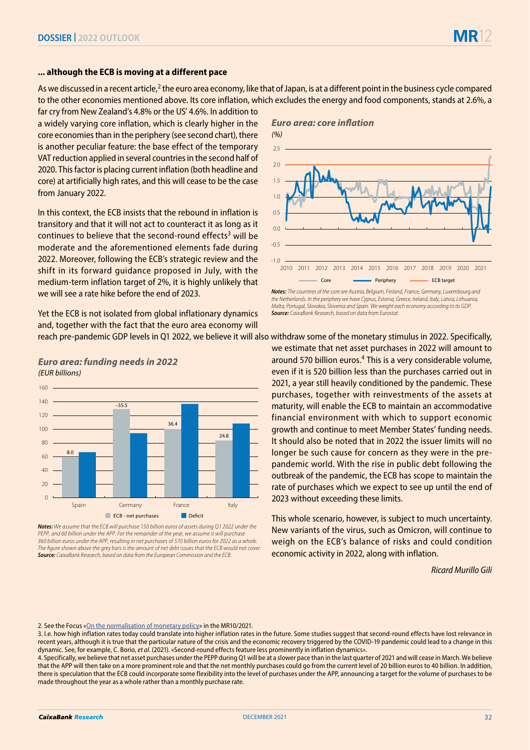### ... although the ECB is moving at a different pace

As we discussed in a recent article,[2] the euro area economy, like that of Japan, is at a different point in the business cycle compared to the other economies mentioned above. Its core inflation, which excludes the energy and food components, stands at 2.6%, a far cry from New Zealand's 4.8% or the US' 4.6%. In addition to a widely varying core inflation, which is clearly higher in the core economies than in the periphery (see second chart), there is another peculiar feature: the base effect of the temporary VAT reduction applied in several countries in the second half of 2020. This factor is placing current inflation (both headline and core) at artificially high rates, and this will cease to be the case from January 2022.

In this context, the ECB insists that the rebound in inflation is transitory and that it will not act to counteract it as long as it continues to believe that the second-round effects[3] will be moderate and the aforementioned elements fade during 2022. Moreover, following the ECB's strategic review and the shift in its forward guidance proposed in July, with the medium-term inflation target of 2%, it is highly unlikely that we will see a rate hike before the end of 2023.

Yet the ECB is not isolated from global inflationary dynamics and, together with the fact that the euro area economy will reach pre-pandemic GDP levels in Q1 2022, we believe it will also withdraw some of the monetary stimulus in 2022. Specifically, we estimate that net asset purchases in 2022 will amount to around 570 billion euros.[4] This is a very considerable volume, even if it is 520 billion less than the purchases carried out in 2021, a year still heavily conditioned by the pandemic. These purchases, together with reinvestments of the assets at maturity, will enable the ECB to maintain an accommodative financial environment with which to support economic growth and continue to meet Member States' funding needs. It should also be noted that in 2022 the issuer limits will no longer be such cause for concern as they were in the pre-pandemic world. With the rise in public debt following the outbreak of the pandemic, the ECB has scope to maintain the rate of purchases which we expect to see up until the end of 2023 without exceeding these limits.

This whole scenario, however, is subject to much uncertainty. New variants of the virus, such as Omicron, will continue to weigh on the ECB's balance of risks and could condition economic activity in 2022, along with inflation.

*Ricard Murillo Gili*

***Euro area: core inflation***
*(%)*

2.5
2.0
1.5
1.0
0.5
0.0
-0.5
-1.0
2010 2011 2012 2013 2014 2015 2016 2017 2018 2019 2020 2021
Core
Periphery
ECB target

***Notes:*** *The countries of the core are Austria, Belgium, Finland, France, Germany, Luxembourg and the Netherlands. In the periphery we have Cyprus, Estonia, Greece, Ireland, Italy, Latvia, Lithuania, Malta, Portugal, Slovakia, Slovenia and Spain. We weight each economy according to its GDP.*
***Source:*** *CaixaBank Research, based on data from Eurostat.*

***Euro area: funding needs in 2022***
*(EUR billions)*

160
140
120
100
80
60
40
20
0
Spain
Germany
France
Italy
8.0
–35.5
36.4
24.8
ECB - net purchases
Deficit

***Notes:*** *We assume that the ECB will purchase 150 billion euros of assets during Q1 2022 under the PEPP, and 60 billion under the APP. For the remainder of the year, we assume it will purchase 360 billion euros under the APP, resulting in net purchases of 570 billion euros for 2022 as a whole. The figure shown above the grey bars is the amount of net debt issues that the ECB would not cover.*
***Source:*** *CaixaBank Research, based on data from the European Commission and the ECB.*

2. See the Focus «On the normalisation of monetary policy» in the MR10/2021.

3. I.e. how high inflation rates today could translate into higher inflation rates in the future. Some studies suggest that second-round effects have lost relevance in recent years, although it is true that the particular nature of the crisis and the economic recovery triggered by the COVID-19 pandemic could lead to a change in this dynamic. See, for example, C. Borio, *et al*. (2021). «Second-round effects feature less prominently in inflation dynamics».

4. Specifically, we believe that net asset purchases under the PEPP during Q1 will be at a slower pace than in the last quarter of 2021 and will cease in March. We believe that the APP will then take on a more prominent role and that the net monthly purchases could go from the current level of 20 billion euros to 40 billion. In addition, there is speculation that the ECB could incorporate some flexibility into the level of purchases under the APP, announcing a target for the volume of purchases to be made throughout the year as a whole rather than a monthly purchase rate.